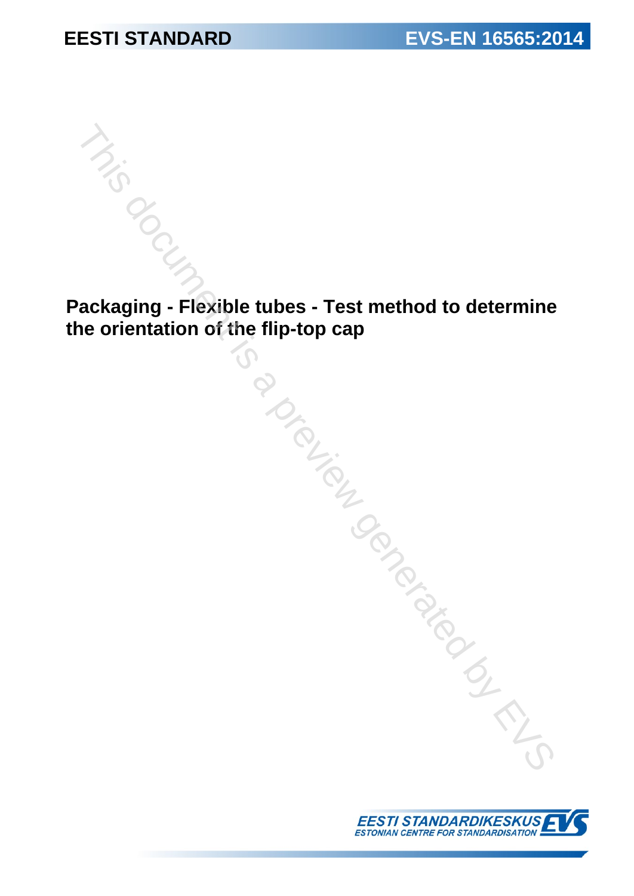**EESTI STANDARD** **EVS-EN 16565:2014**

# Packaging - Flexible tubes - Test method to determine the orientation of the flip-top cap

This document is a preview generated by EVS

EESTI STANDARDIKESKUS
ESTONIAN CENTRE FOR STANDARDISATION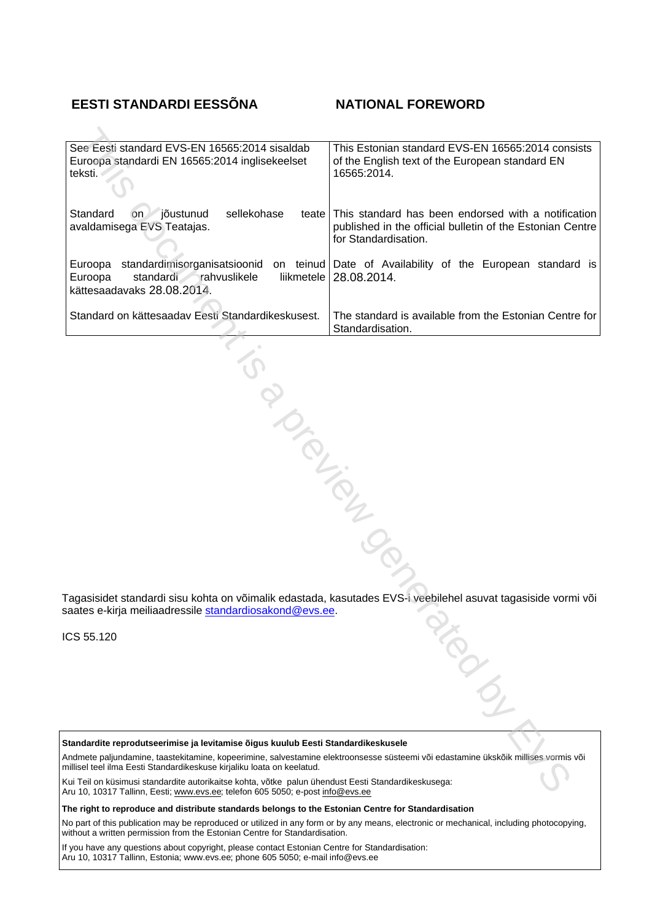## EESTI STANDARDI EESSÕNA

## NATIONAL FOREWORD

| See Eesti standard EVS-EN 16565:2014 sisaldab Euroopa standardi EN 16565:2014 inglisekeelset teksti. | This Estonian standard EVS-EN 16565:2014 consists of the English text of the European standard EN 16565:2014. |
|---|---|
| Standard on jõustunud sellekohase teate avaldamisega EVS Teatajas. | This standard has been endorsed with a notification published in the official bulletin of the Estonian Centre for Standardisation. |
| Euroopa standardimisorganisatsioonid on teinud Euroopa standardi rahvuslikele liikmetele kättesaadavaks 28.08.2014. | Date of Availability of the European standard is 28.08.2014. |
| Standard on kättesaadav Eesti Standardikeskusest. | The standard is available from the Estonian Centre for Standardisation. |

Tagasisidet standardi sisu kohta on võimalik edastada, kasutades EVS-i veebilehel asuvat tagasiside vormi või saates e-kirja meiliaadressile standardiosakond@evs.ee.

ICS 55.120

**Standardite reprodutseerimise ja levitamise õigus kuulub Eesti Standardikeskusele**

Andmete paljundamine, taastekitamine, kopeerimine, salvestamine elektroonsesse süsteemi või edastamine ükskõik millises vormis või millisel teel ilma Eesti Standardikeskuse kirjaliku loata on keelatud.

Kui Teil on küsimusi standardite autorikaitse kohta, võtke palun ühendust Eesti Standardikeskusega:
Aru 10, 10317 Tallinn, Eesti; www.evs.ee; telefon 605 5050; e-post info@evs.ee

**The right to reproduce and distribute standards belongs to the Estonian Centre for Standardisation**

No part of this publication may be reproduced or utilized in any form or by any means, electronic or mechanical, including photocopying, without a written permission from the Estonian Centre for Standardisation.

If you have any questions about copyright, please contact Estonian Centre for Standardisation:
Aru 10, 10317 Tallinn, Estonia; www.evs.ee; phone 605 5050; e-mail info@evs.ee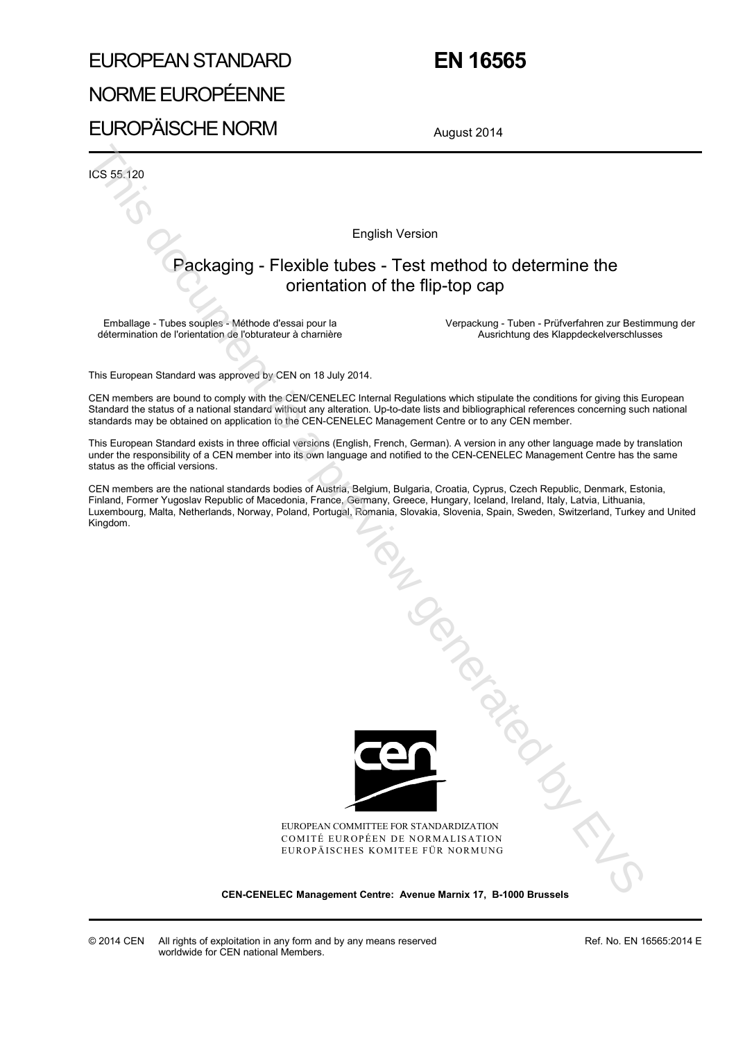# EUROPEAN STANDARD
# NORME EUROPÉENNE
# EUROPÄISCHE NORM

**EN 16565**

August 2014

ICS 55.120

English Version

## Packaging - Flexible tubes - Test method to determine the orientation of the flip-top cap

Emballage - Tubes souples - Méthode d'essai pour la détermination de l'orientation de l'obturateur à charnière

Verpackung - Tuben - Prüfverfahren zur Bestimmung der Ausrichtung des Klappdeckelverschlusses

This European Standard was approved by CEN on 18 July 2014.

CEN members are bound to comply with the CEN/CENELEC Internal Regulations which stipulate the conditions for giving this European Standard the status of a national standard without any alteration. Up-to-date lists and bibliographical references concerning such national standards may be obtained on application to the CEN-CENELEC Management Centre or to any CEN member.

This European Standard exists in three official versions (English, French, German). A version in any other language made by translation under the responsibility of a CEN member into its own language and notified to the CEN-CENELEC Management Centre has the same status as the official versions.

CEN members are the national standards bodies of Austria, Belgium, Bulgaria, Croatia, Cyprus, Czech Republic, Denmark, Estonia, Finland, Former Yugoslav Republic of Macedonia, France, Germany, Greece, Hungary, Iceland, Ireland, Italy, Latvia, Lithuania, Luxembourg, Malta, Netherlands, Norway, Poland, Portugal, Romania, Slovakia, Slovenia, Spain, Sweden, Switzerland, Turkey and United Kingdom.

EUROPEAN COMMITTEE FOR STANDARDIZATION
COMITÉ EUROPÉEN DE NORMALISATION
EUROPÄISCHES KOMITEE FÜR NORMUNG

**CEN-CENELEC Management Centre: Avenue Marnix 17, B-1000 Brussels**

© 2014 CEN All rights of exploitation in any form and by any means reserved worldwide for CEN national Members.

Ref. No. EN 16565:2014 E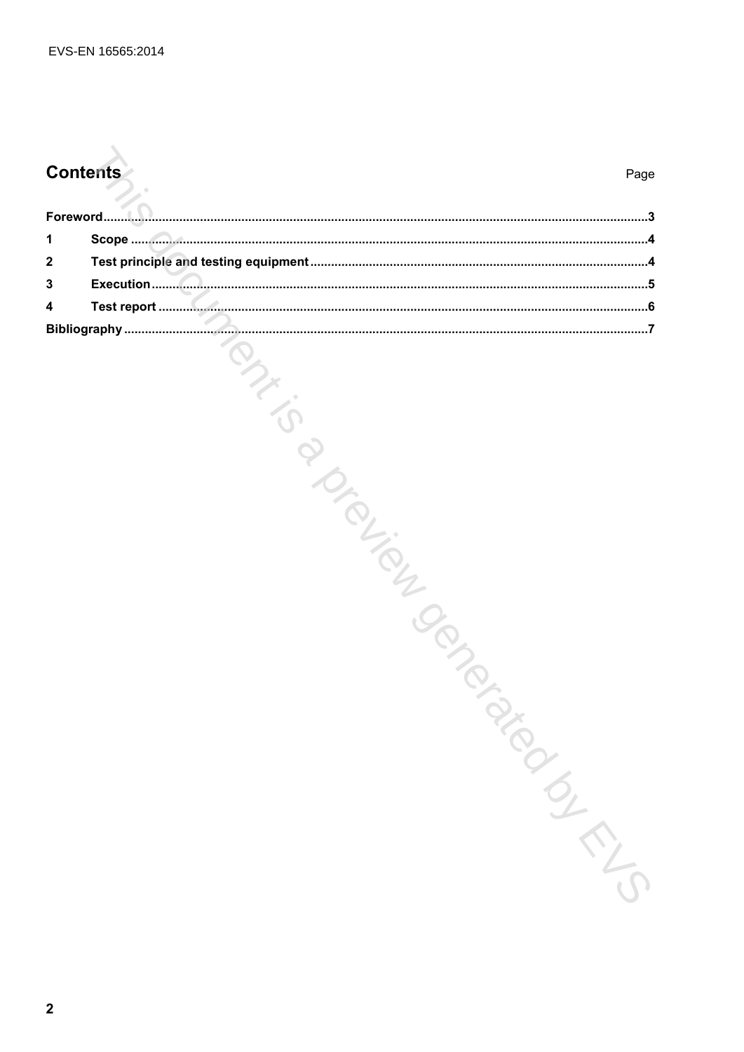## Contents

| | Page |
|---|---|
| Foreword | 3 |
| 1 Scope | 4 |
| 2 Test principle and testing equipment | 4 |
| 3 Execution | 5 |
| 4 Test report | 6 |
| Bibliography | 7 |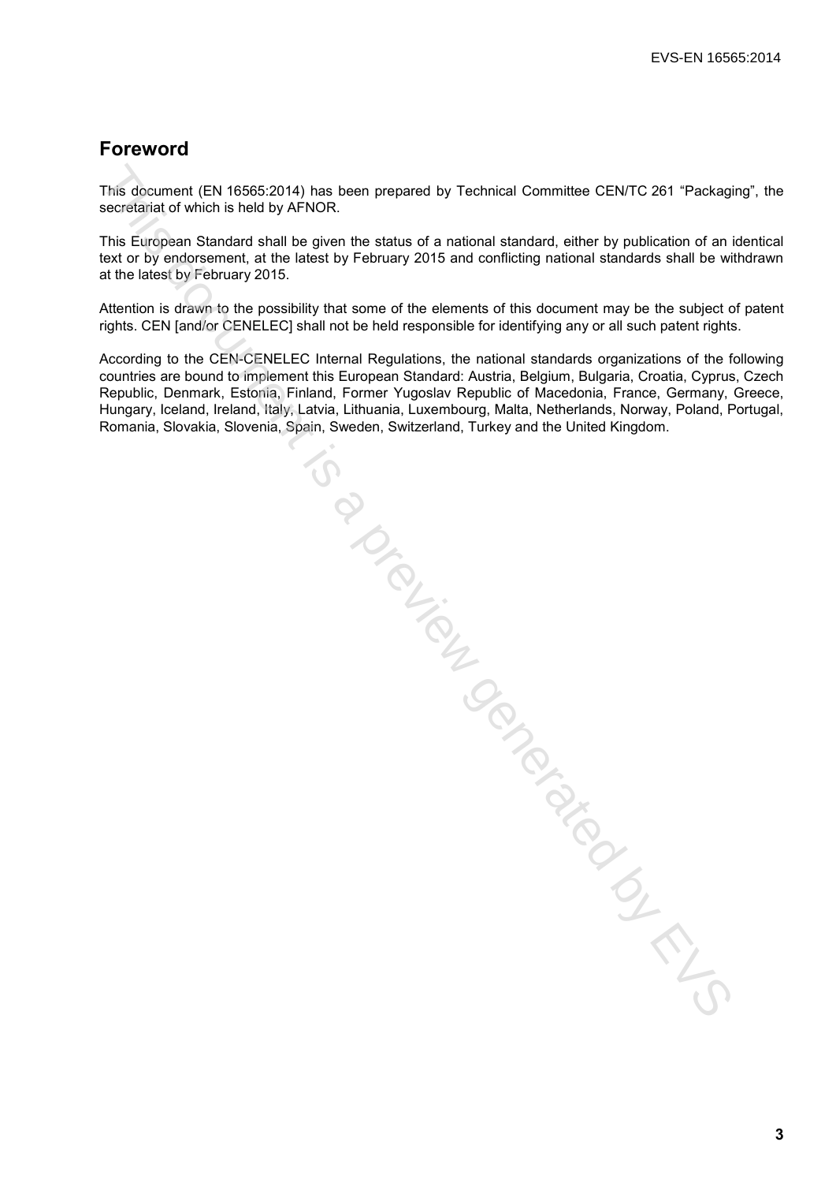## Foreword

This document (EN 16565:2014) has been prepared by Technical Committee CEN/TC 261 "Packaging", the secretariat of which is held by AFNOR.

This European Standard shall be given the status of a national standard, either by publication of an identical text or by endorsement, at the latest by February 2015 and conflicting national standards shall be withdrawn at the latest by February 2015.

Attention is drawn to the possibility that some of the elements of this document may be the subject of patent rights. CEN [and/or CENELEC] shall not be held responsible for identifying any or all such patent rights.

According to the CEN-CENELEC Internal Regulations, the national standards organizations of the following countries are bound to implement this European Standard: Austria, Belgium, Bulgaria, Croatia, Cyprus, Czech Republic, Denmark, Estonia, Finland, Former Yugoslav Republic of Macedonia, France, Germany, Greece, Hungary, Iceland, Ireland, Italy, Latvia, Lithuania, Luxembourg, Malta, Netherlands, Norway, Poland, Portugal, Romania, Slovakia, Slovenia, Spain, Sweden, Switzerland, Turkey and the United Kingdom.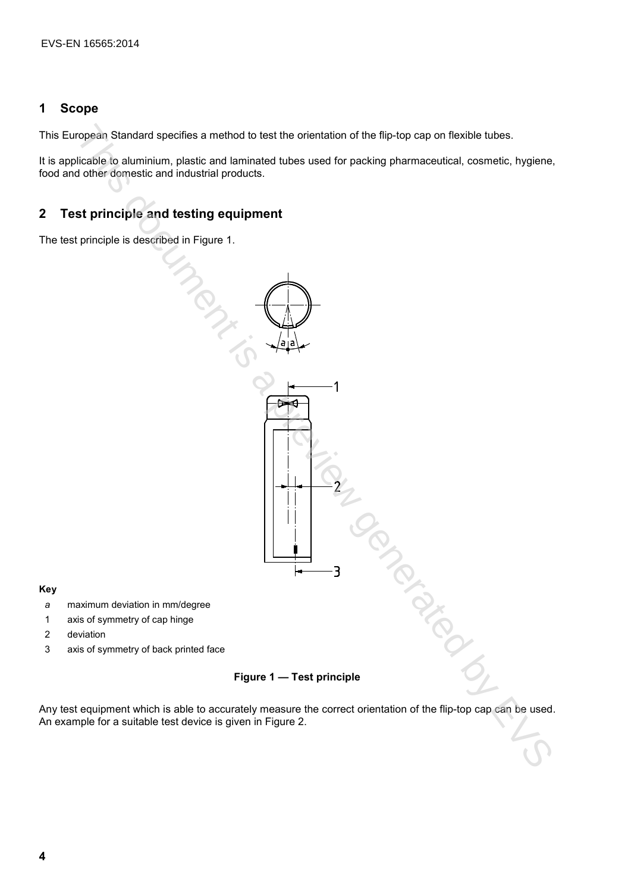## 1 Scope

This European Standard specifies a method to test the orientation of the flip-top cap on flexible tubes.

It is applicable to aluminium, plastic and laminated tubes used for packing pharmaceutical, cosmetic, hygiene, food and other domestic and industrial products.

## 2 Test principle and testing equipment

The test principle is described in Figure 1.

a a

1

2

3

**Key**

- *a* maximum deviation in mm/degree
- 1 axis of symmetry of cap hinge
- 2 deviation
- 3 axis of symmetry of back printed face

**Figure 1 — Test principle**

Any test equipment which is able to accurately measure the correct orientation of the flip-top cap can be used. An example for a suitable test device is given in Figure 2.